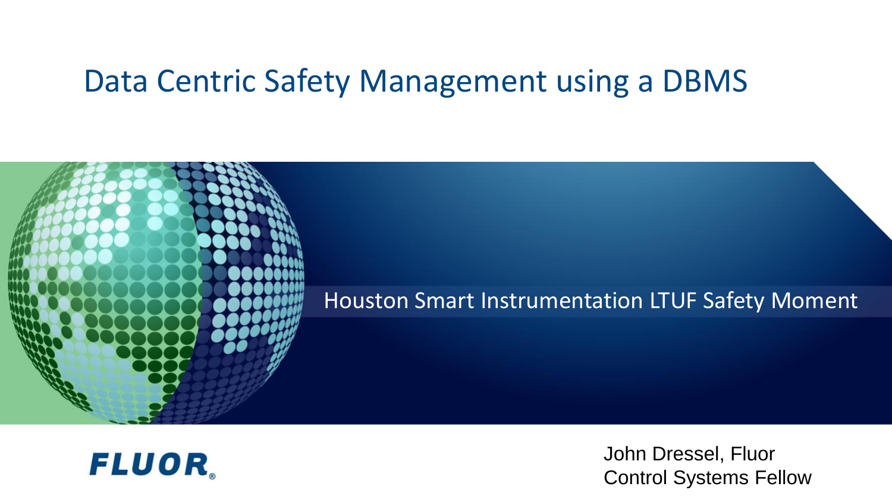# Data Centric Safety Management using a DBMS

Houston Smart Instrumentation LTUF Safety Moment

FLUOR

John Dressel, Fluor
Control Systems Fellow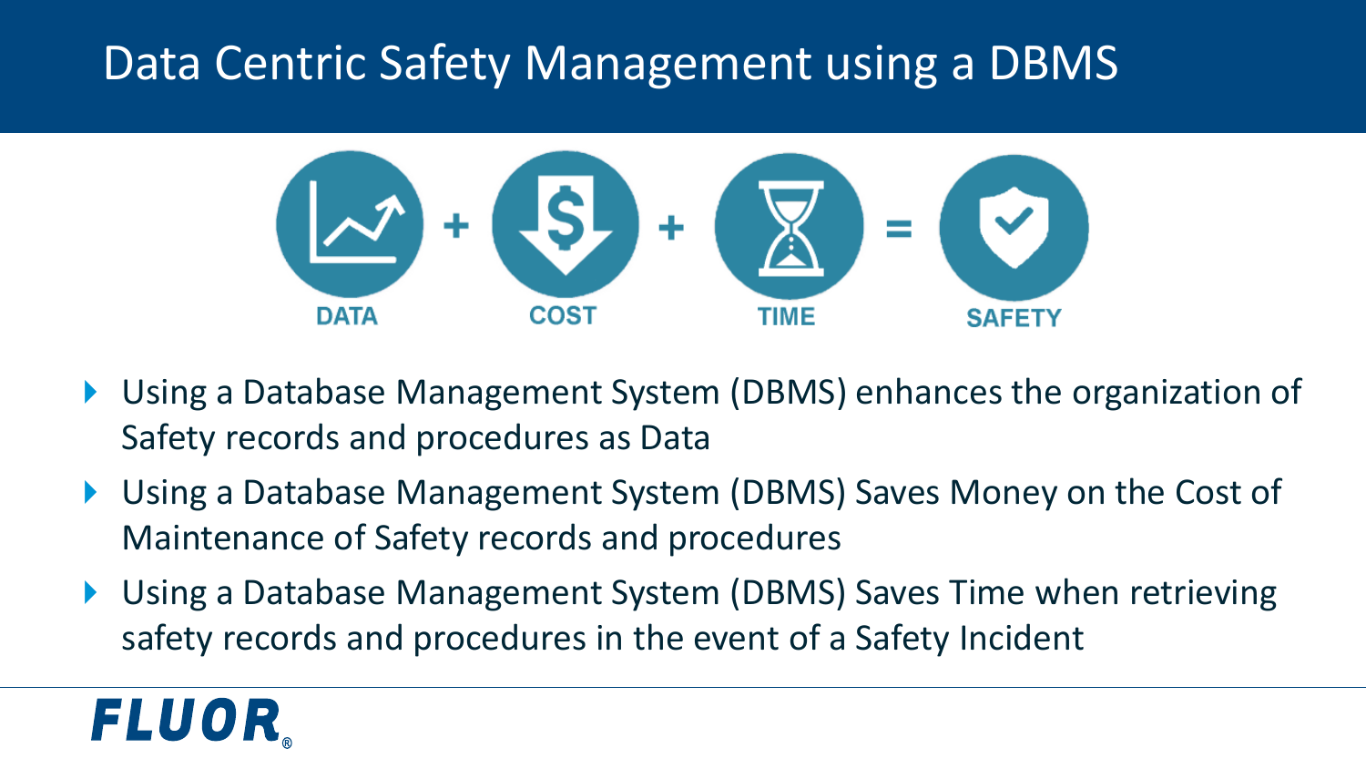# Data Centric Safety Management using a DBMS

DATA + COST + TIME = SAFETY

- Using a Database Management System (DBMS) enhances the organization of Safety records and procedures as Data
- Using a Database Management System (DBMS) Saves Money on the Cost of Maintenance of Safety records and procedures
- Using a Database Management System (DBMS) Saves Time when retrieving safety records and procedures in the event of a Safety Incident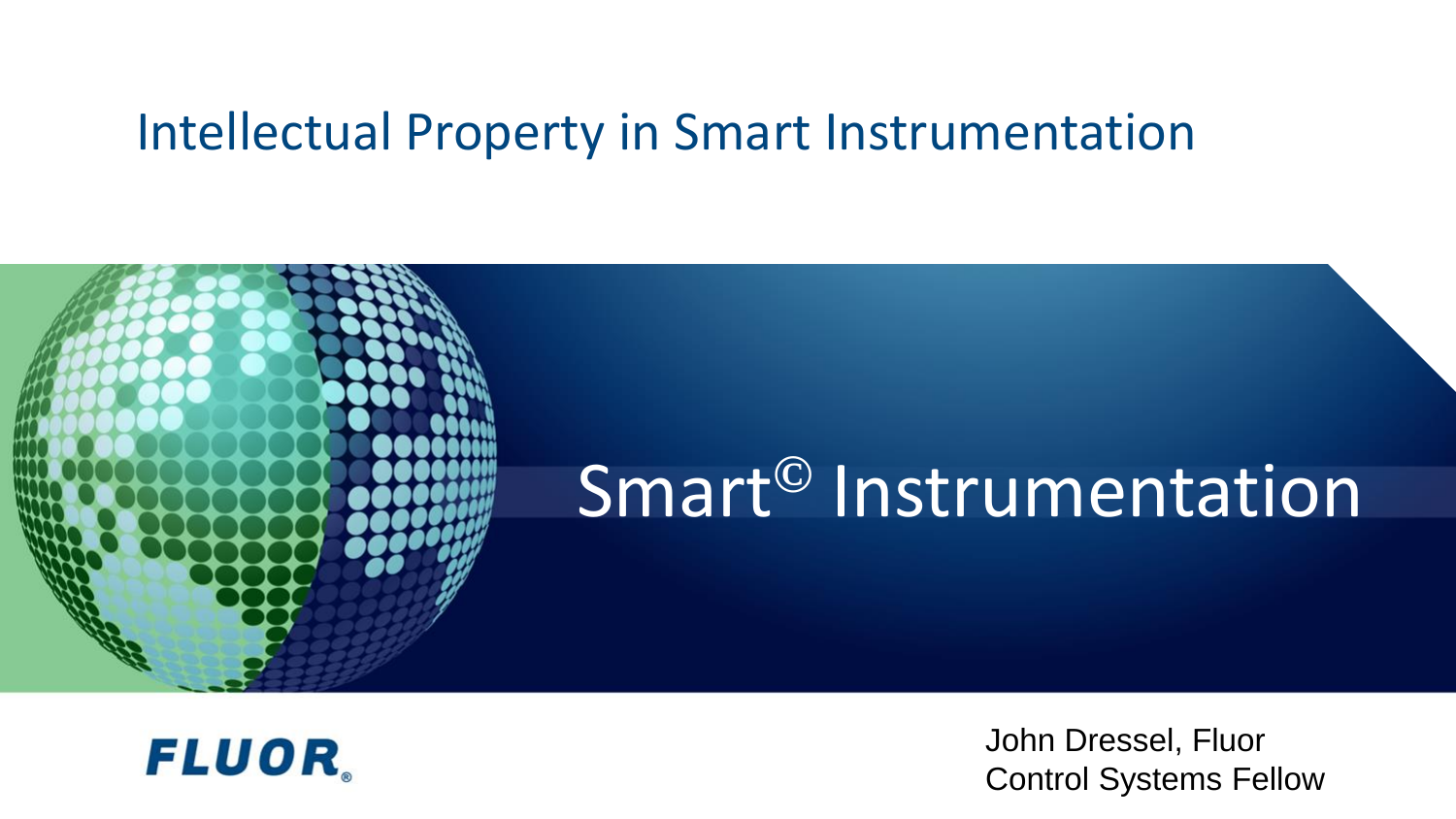# Intellectual Property in Smart Instrumentation

## Smart© Instrumentation

FLUOR®

John Dressel, Fluor
Control Systems Fellow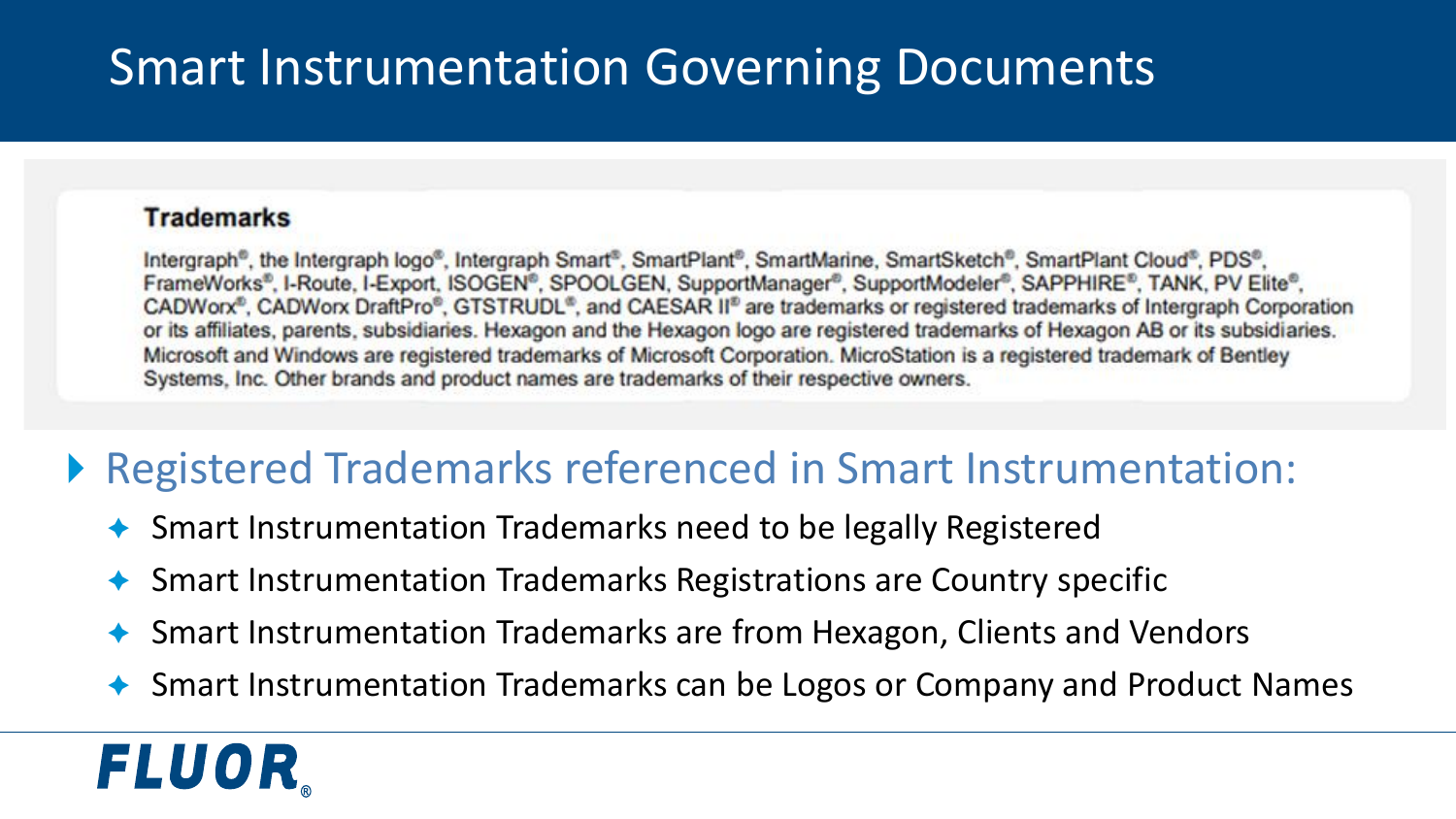# Smart Instrumentation Governing Documents

**Trademarks**

Intergraph®, the Intergraph logo®, Intergraph Smart®, SmartPlant®, SmartMarine, SmartSketch®, SmartPlant Cloud®, PDS®, FrameWorks®, I-Route, I-Export, ISOGEN®, SPOOLGEN, SupportManager®, SupportModeler®, SAPPHIRE®, TANK, PV Elite®, CADWorx®, CADWorx DraftPro®, GTSTRUDL®, and CAESAR II® are trademarks or registered trademarks of Intergraph Corporation or its affiliates, parents, subsidiaries. Hexagon and the Hexagon logo are registered trademarks of Hexagon AB or its subsidiaries. Microsoft and Windows are registered trademarks of Microsoft Corporation. MicroStation is a registered trademark of Bentley Systems, Inc. Other brands and product names are trademarks of their respective owners.

## Registered Trademarks referenced in Smart Instrumentation:

- Smart Instrumentation Trademarks need to be legally Registered
- Smart Instrumentation Trademarks Registrations are Country specific
- Smart Instrumentation Trademarks are from Hexagon, Clients and Vendors
- Smart Instrumentation Trademarks can be Logos or Company and Product Names

FLUOR®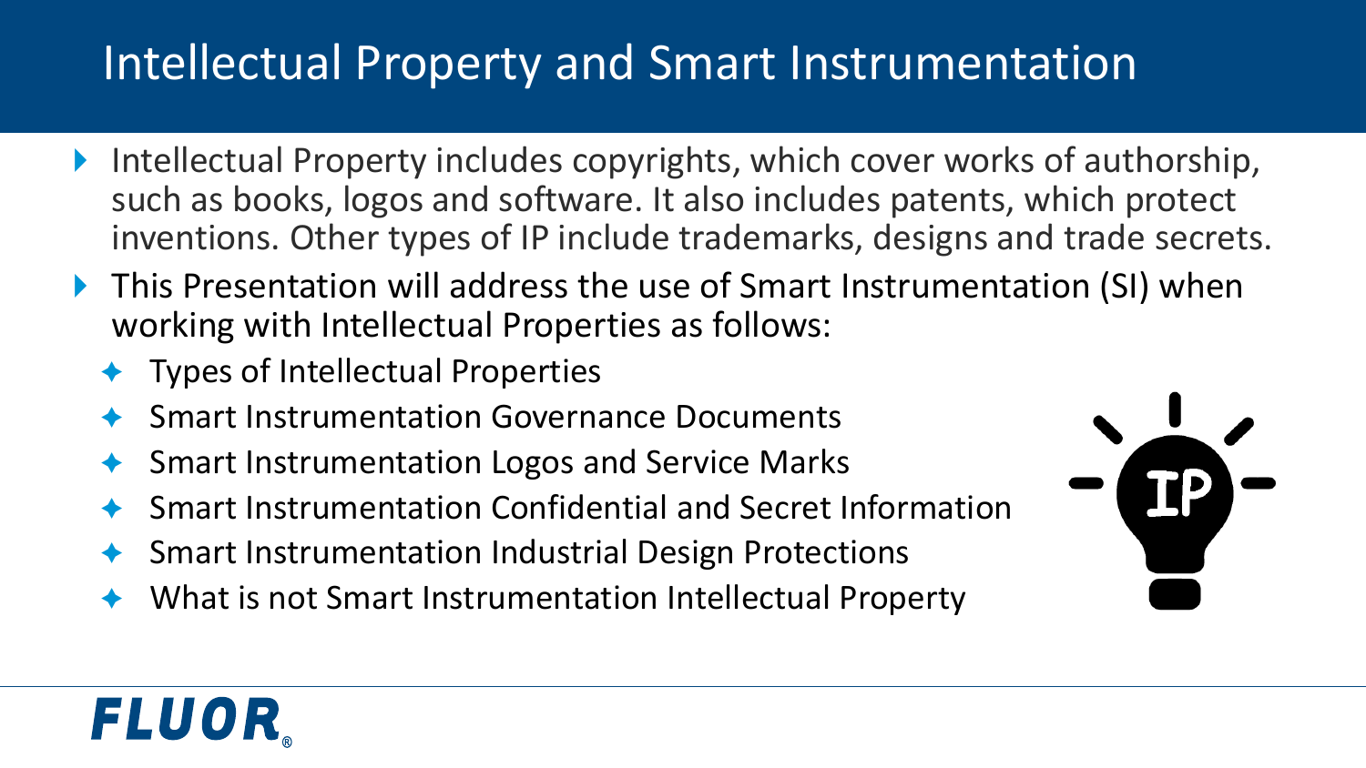# Intellectual Property and Smart Instrumentation

- Intellectual Property includes copyrights, which cover works of authorship, such as books, logos and software. It also includes patents, which protect inventions. Other types of IP include trademarks, designs and trade secrets.
- This Presentation will address the use of Smart Instrumentation (SI) when working with Intellectual Properties as follows:
  - Types of Intellectual Properties
  - Smart Instrumentation Governance Documents
  - Smart Instrumentation Logos and Service Marks
  - Smart Instrumentation Confidential and Secret Information
  - Smart Instrumentation Industrial Design Protections
  - What is not Smart Instrumentation Intellectual Property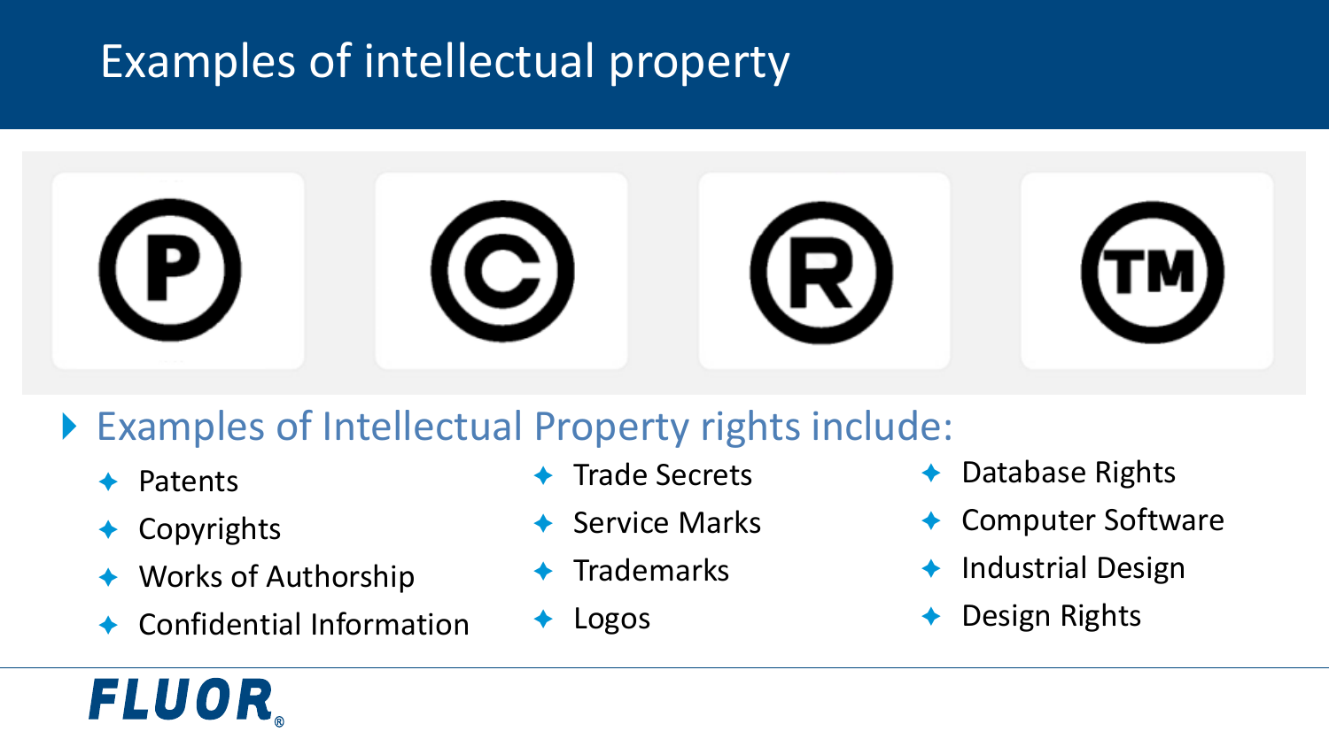# Examples of intellectual property

- Examples of Intellectual Property rights include:
  - Patents
  - Copyrights
  - Works of Authorship
  - Confidential Information
  - Trade Secrets
  - Service Marks
  - Trademarks
  - Logos
  - Database Rights
  - Computer Software
  - Industrial Design
  - Design Rights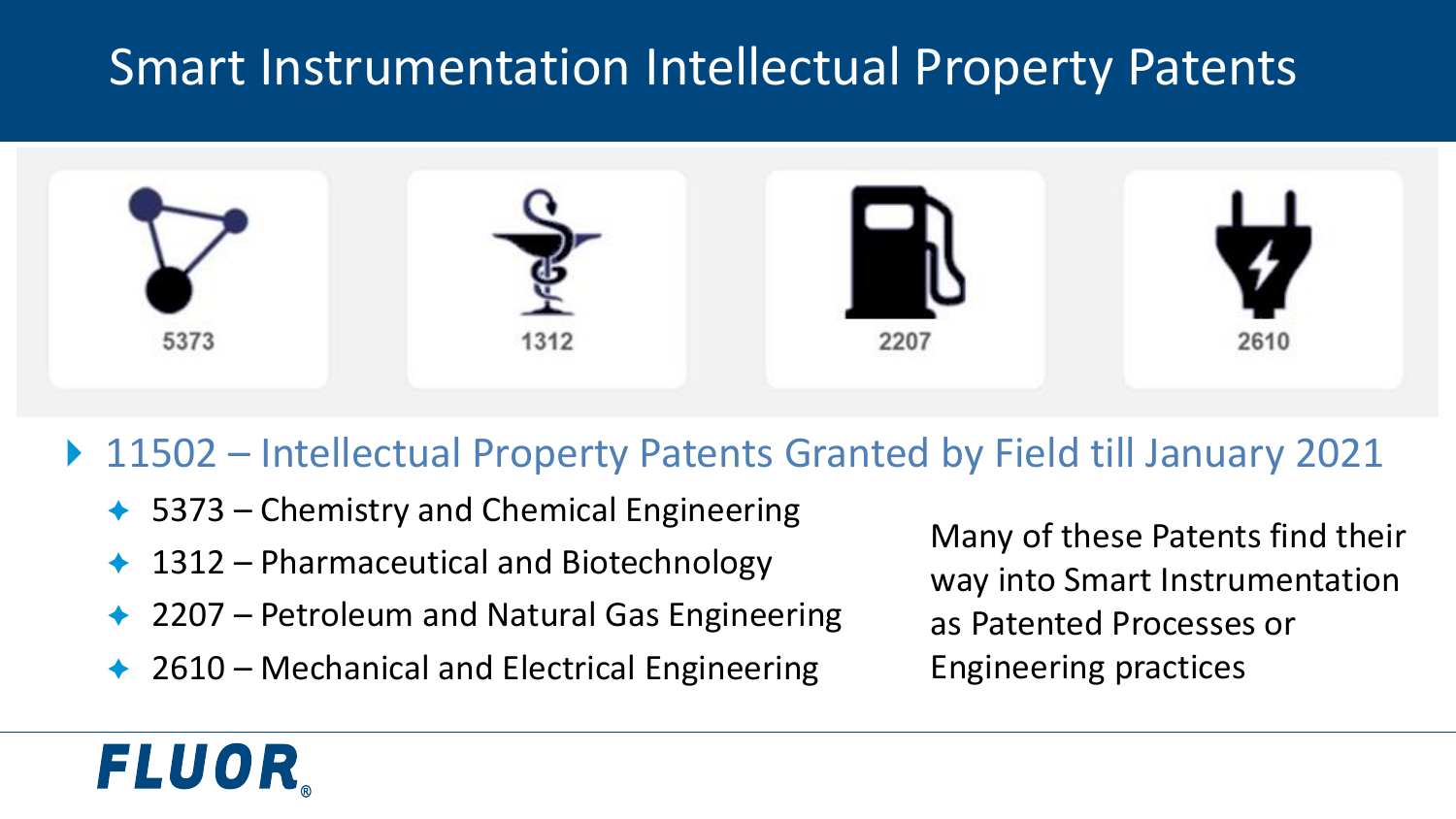# Smart Instrumentation Intellectual Property Patents

5373

1312

2207

2610

- 11502 – Intellectual Property Patents Granted by Field till January 2021
  - 5373 – Chemistry and Chemical Engineering
  - 1312 – Pharmaceutical and Biotechnology
  - 2207 – Petroleum and Natural Gas Engineering
  - 2610 – Mechanical and Electrical Engineering

Many of these Patents find their way into Smart Instrumentation as Patented Processes or Engineering practices

FLUOR®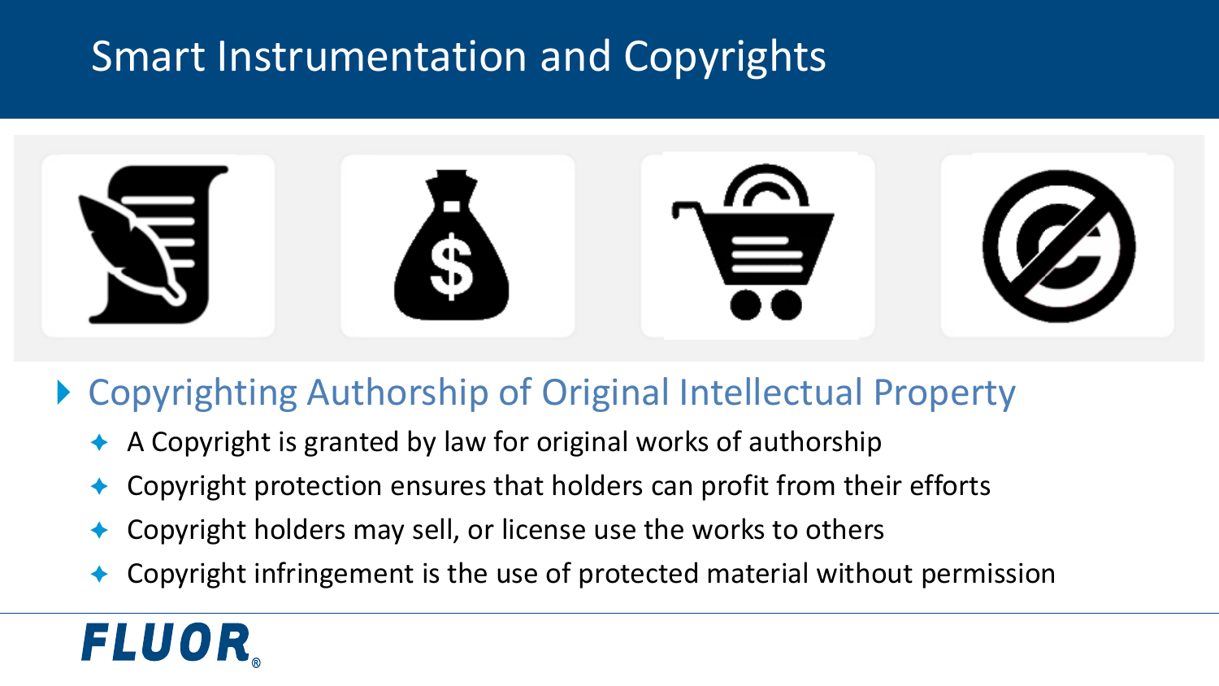# Smart Instrumentation and Copyrights

- Copyrighting Authorship of Original Intellectual Property
  - A Copyright is granted by law for original works of authorship
  - Copyright protection ensures that holders can profit from their efforts
  - Copyright holders may sell, or license use the works to others
  - Copyright infringement is the use of protected material without permission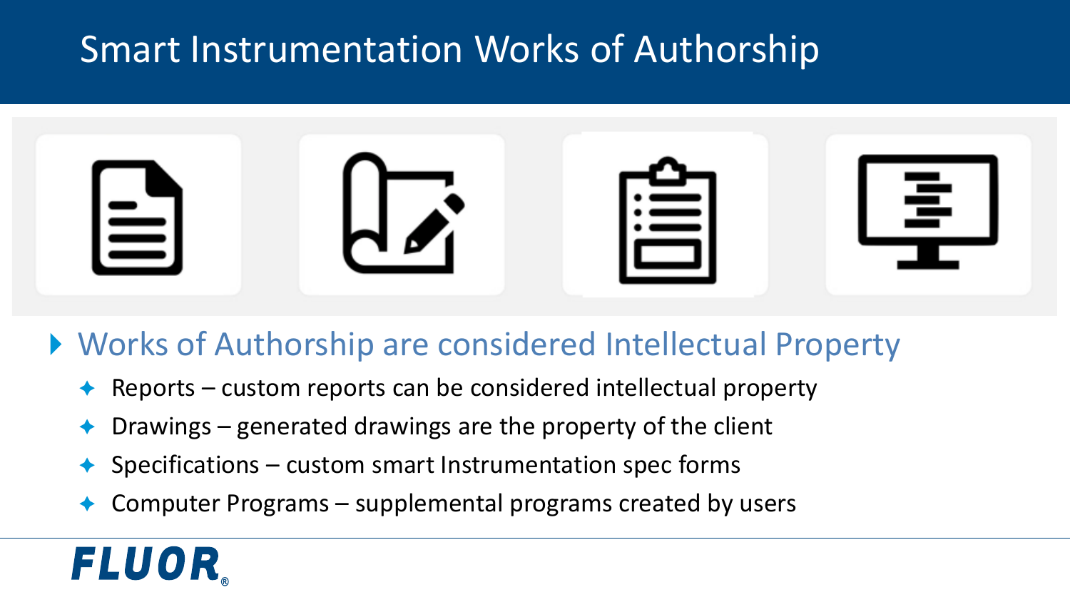# Smart Instrumentation Works of Authorship

- Works of Authorship are considered Intellectual Property
  - Reports – custom reports can be considered intellectual property
  - Drawings – generated drawings are the property of the client
  - Specifications – custom smart Instrumentation spec forms
  - Computer Programs – supplemental programs created by users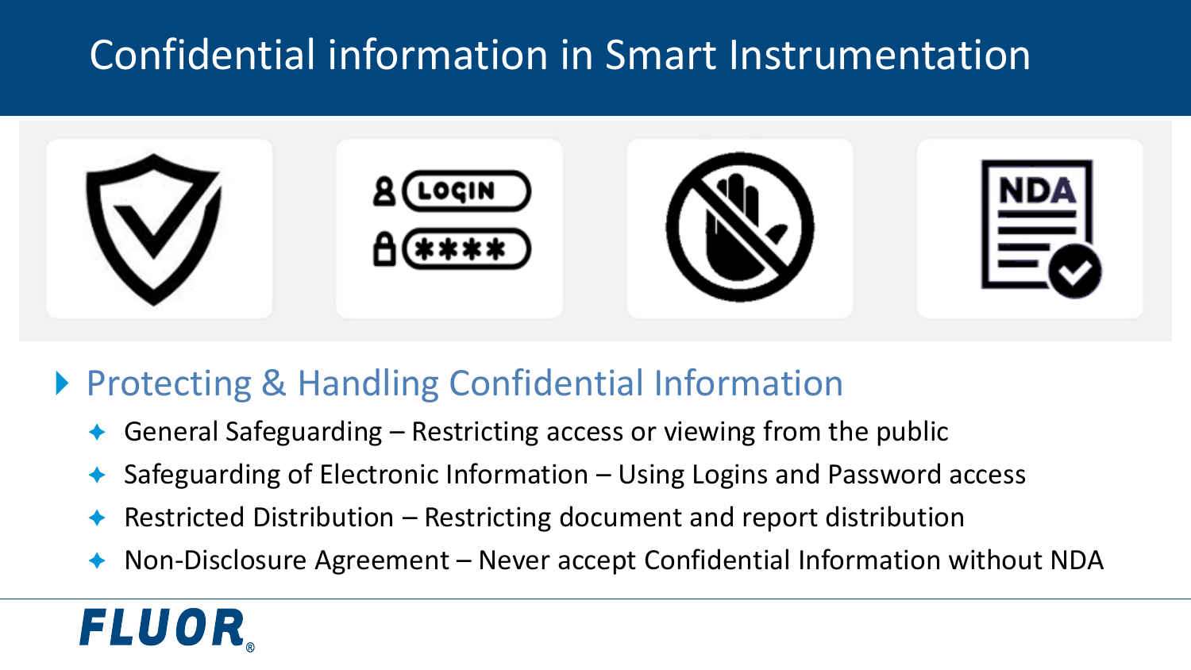# Confidential information in Smart Instrumentation

## Protecting & Handling Confidential Information

- General Safeguarding – Restricting access or viewing from the public
- Safeguarding of Electronic Information – Using Logins and Password access
- Restricted Distribution – Restricting document and report distribution
- Non-Disclosure Agreement – Never accept Confidential Information without NDA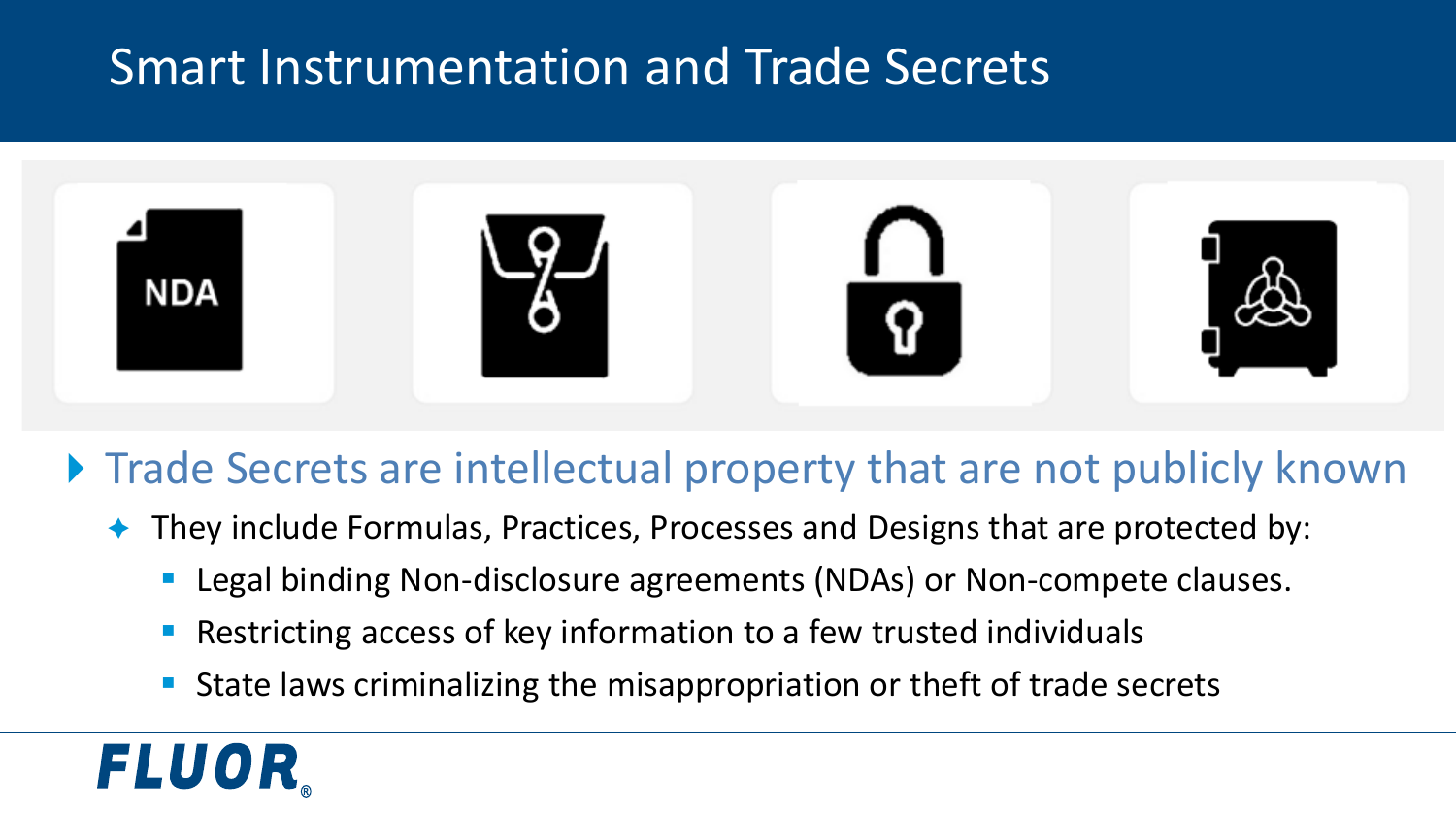# Smart Instrumentation and Trade Secrets

- Trade Secrets are intellectual property that are not publicly known
  - They include Formulas, Practices, Processes and Designs that are protected by:
    - Legal binding Non-disclosure agreements (NDAs) or Non-compete clauses.
    - Restricting access of key information to a few trusted individuals
    - State laws criminalizing the misappropriation or theft of trade secrets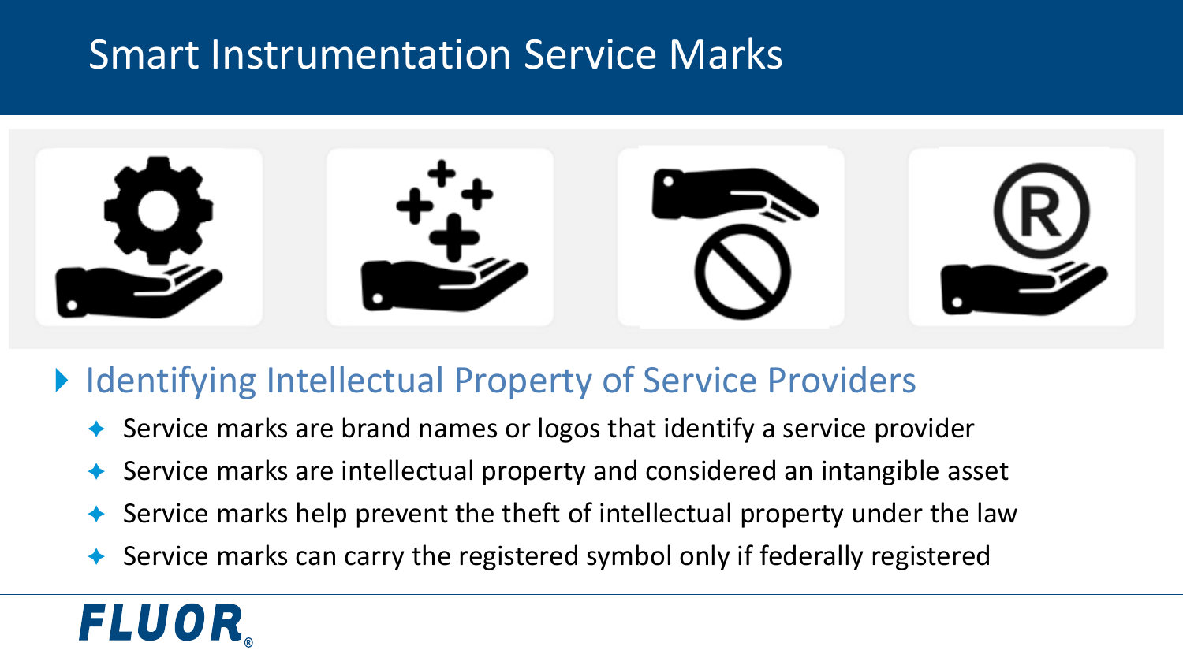# Smart Instrumentation Service Marks

## Identifying Intellectual Property of Service Providers

- Service marks are brand names or logos that identify a service provider
- Service marks are intellectual property and considered an intangible asset
- Service marks help prevent the theft of intellectual property under the law
- Service marks can carry the registered symbol only if federally registered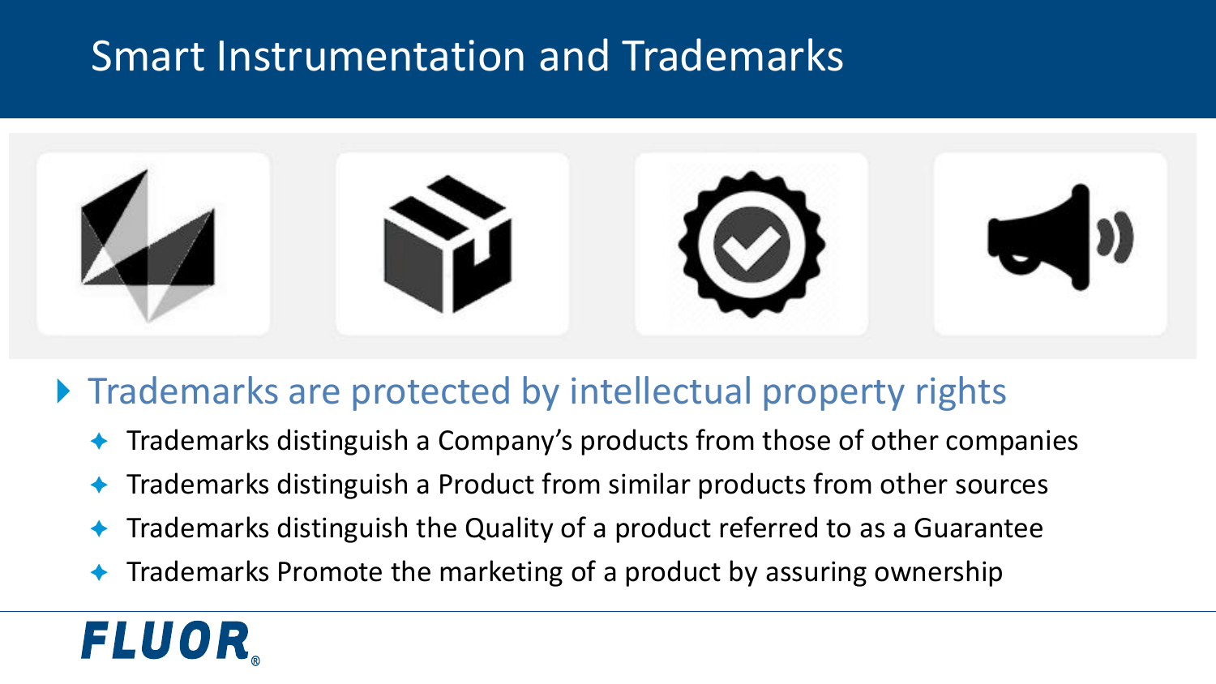# Smart Instrumentation and Trademarks

- Trademarks are protected by intellectual property rights
  - Trademarks distinguish a Company's products from those of other companies
  - Trademarks distinguish a Product from similar products from other sources
  - Trademarks distinguish the Quality of a product referred to as a Guarantee
  - Trademarks Promote the marketing of a product by assuring ownership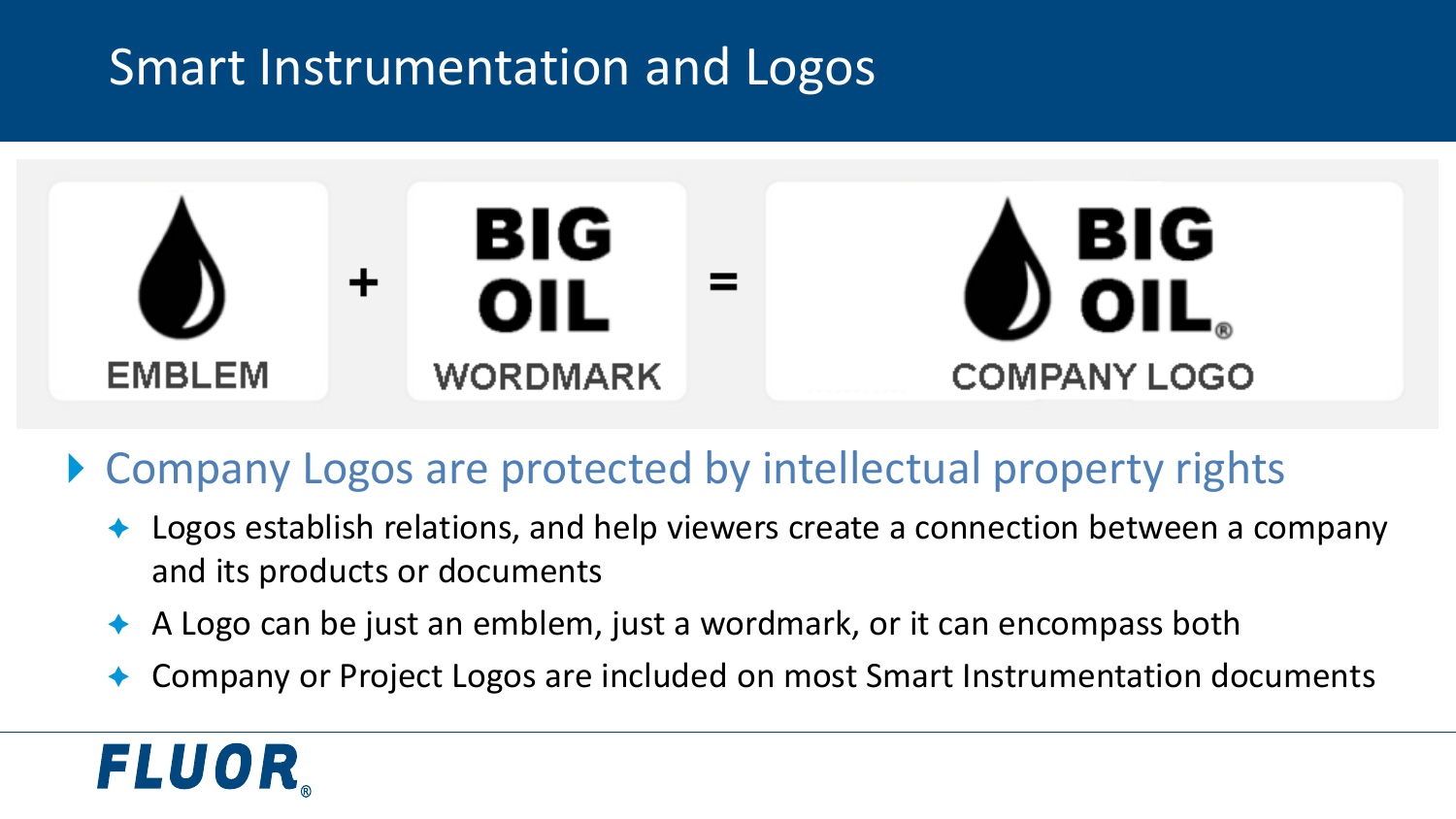# Smart Instrumentation and Logos

EMBLEM + BIG OIL WORDMARK = BIG OIL® COMPANY LOGO

- Company Logos are protected by intellectual property rights
  - Logos establish relations, and help viewers create a connection between a company and its products or documents
  - A Logo can be just an emblem, just a wordmark, or it can encompass both
  - Company or Project Logos are included on most Smart Instrumentation documents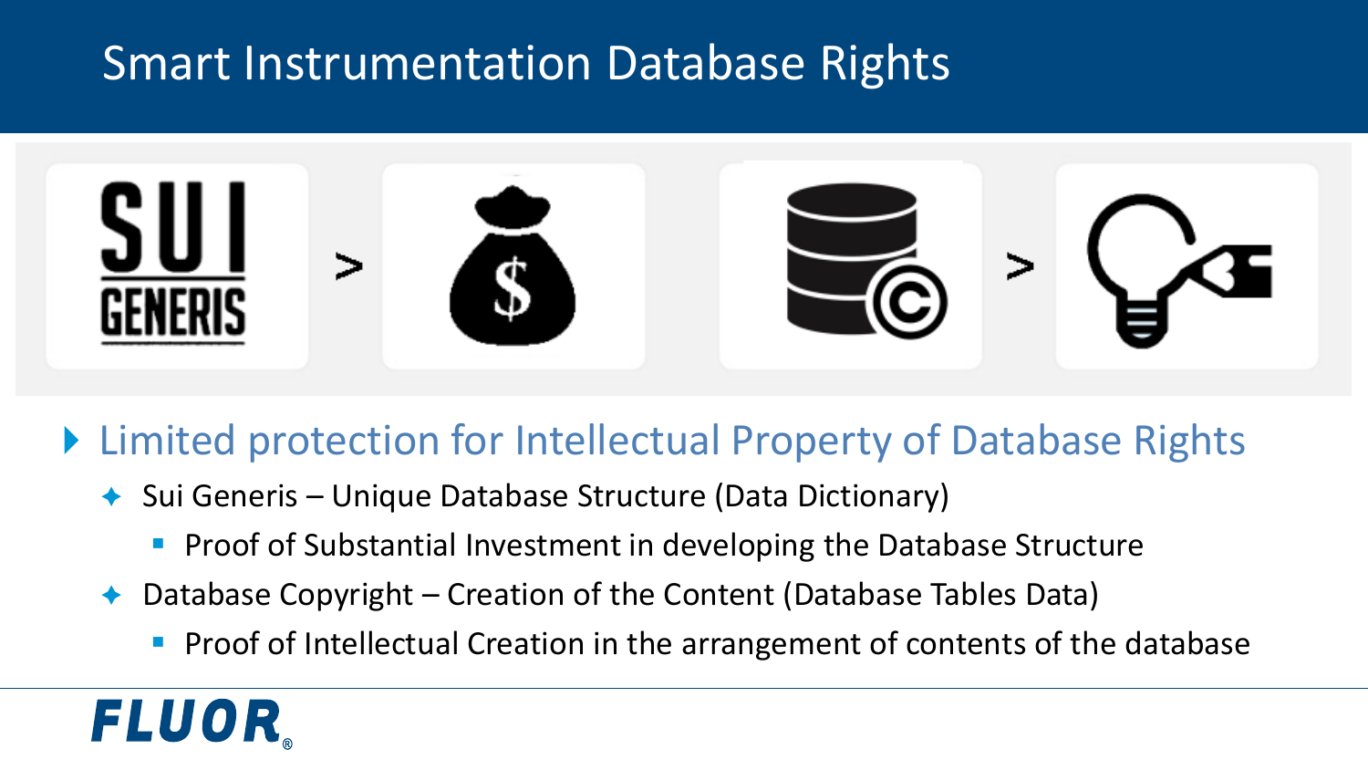# Smart Instrumentation Database Rights

- Limited protection for Intellectual Property of Database Rights
  - Sui Generis – Unique Database Structure (Data Dictionary)
    - Proof of Substantial Investment in developing the Database Structure
  - Database Copyright – Creation of the Content (Database Tables Data)
    - Proof of Intellectual Creation in the arrangement of contents of the database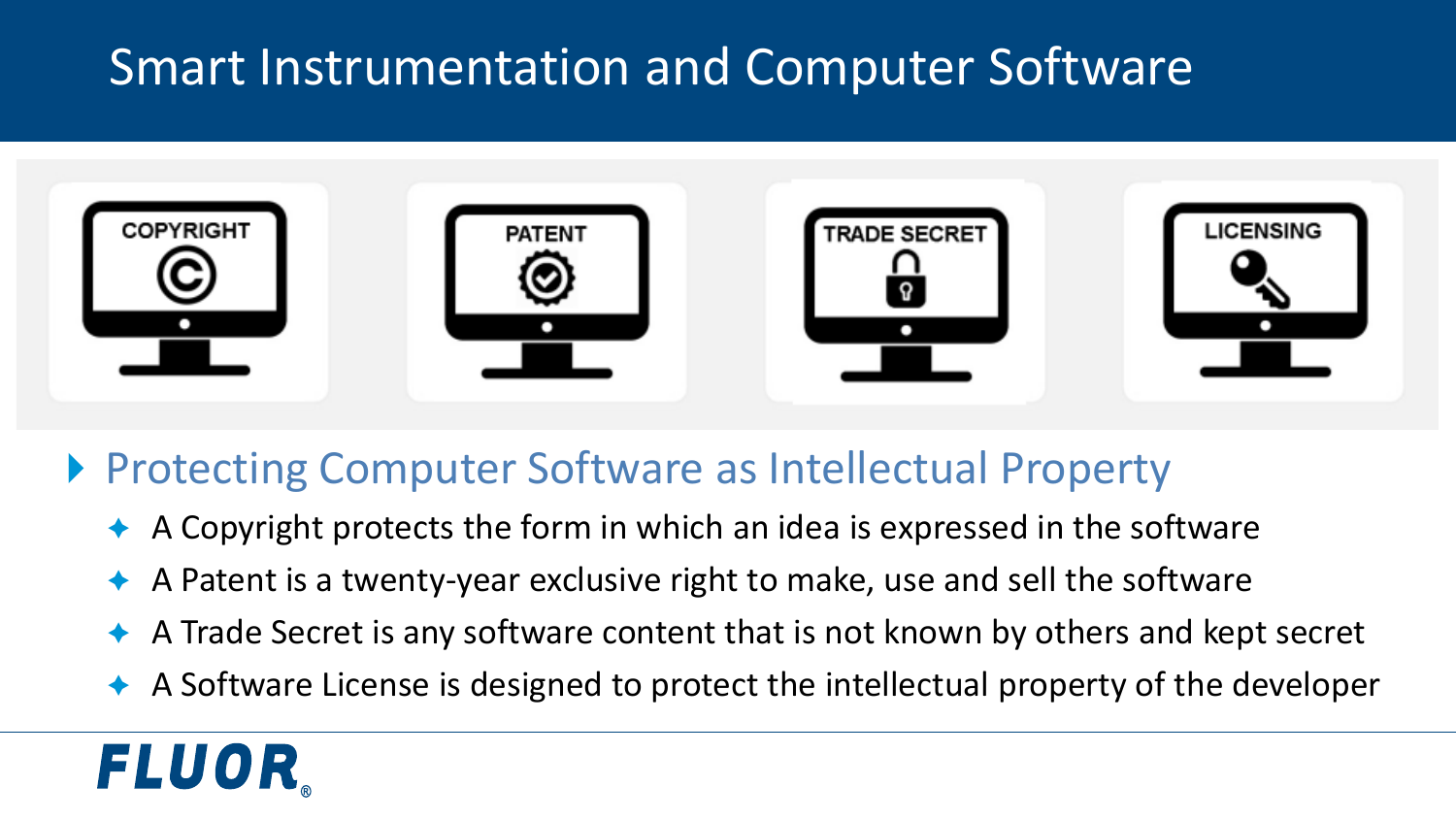# Smart Instrumentation and Computer Software

COPYRIGHT

PATENT

TRADE SECRET

LICENSING

## Protecting Computer Software as Intellectual Property

- A Copyright protects the form in which an idea is expressed in the software
- A Patent is a twenty-year exclusive right to make, use and sell the software
- A Trade Secret is any software content that is not known by others and kept secret
- A Software License is designed to protect the intellectual property of the developer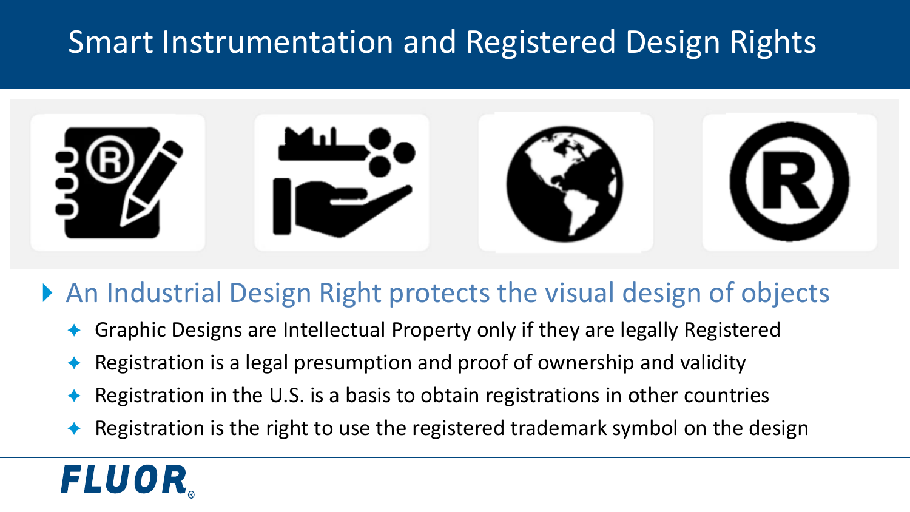# Smart Instrumentation and Registered Design Rights

- An Industrial Design Right protects the visual design of objects
  - Graphic Designs are Intellectual Property only if they are legally Registered
  - Registration is a legal presumption and proof of ownership and validity
  - Registration in the U.S. is a basis to obtain registrations in other countries
  - Registration is the right to use the registered trademark symbol on the design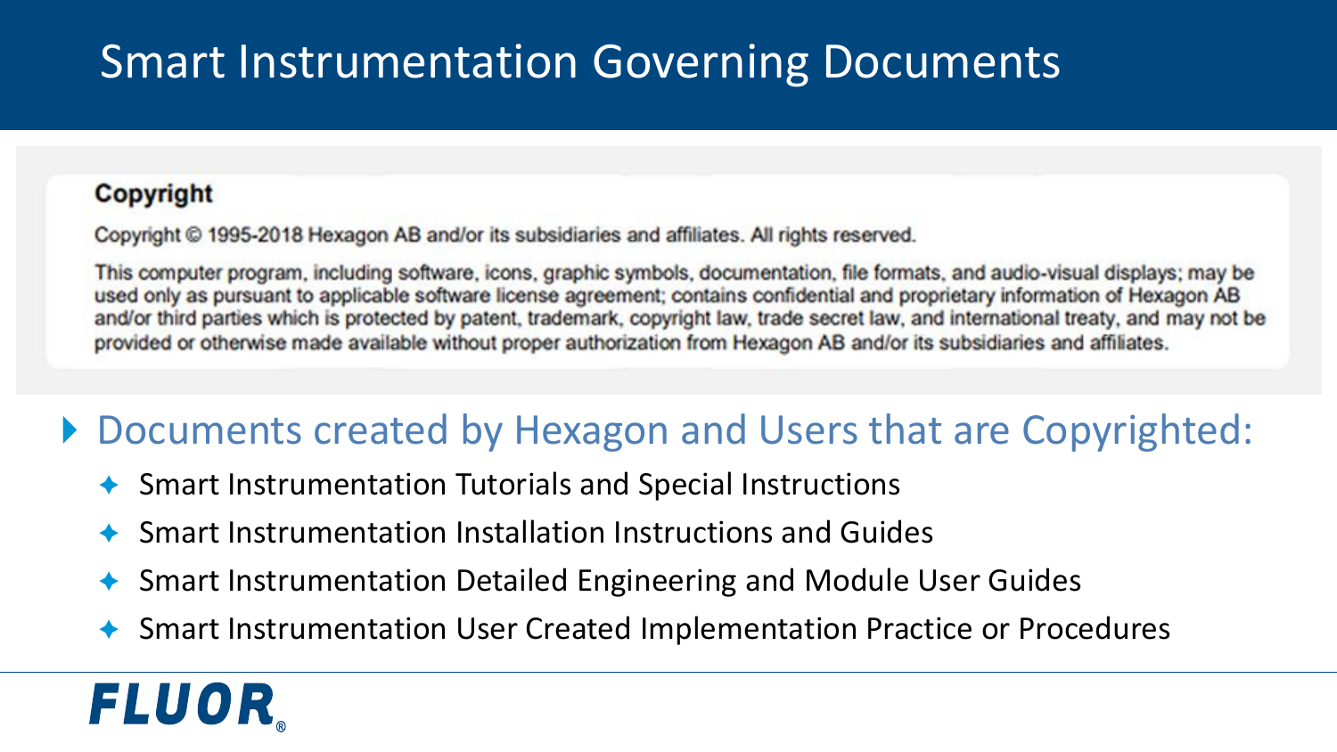# Smart Instrumentation Governing Documents

**Copyright**

Copyright © 1995-2018 Hexagon AB and/or its subsidiaries and affiliates. All rights reserved.

This computer program, including software, icons, graphic symbols, documentation, file formats, and audio-visual displays; may be used only as pursuant to applicable software license agreement; contains confidential and proprietary information of Hexagon AB and/or third parties which is protected by patent, trademark, copyright law, trade secret law, and international treaty, and may not be provided or otherwise made available without proper authorization from Hexagon AB and/or its subsidiaries and affiliates.

## Documents created by Hexagon and Users that are Copyrighted:

- Smart Instrumentation Tutorials and Special Instructions
- Smart Instrumentation Installation Instructions and Guides
- Smart Instrumentation Detailed Engineering and Module User Guides
- Smart Instrumentation User Created Implementation Practice or Procedures

FLUOR®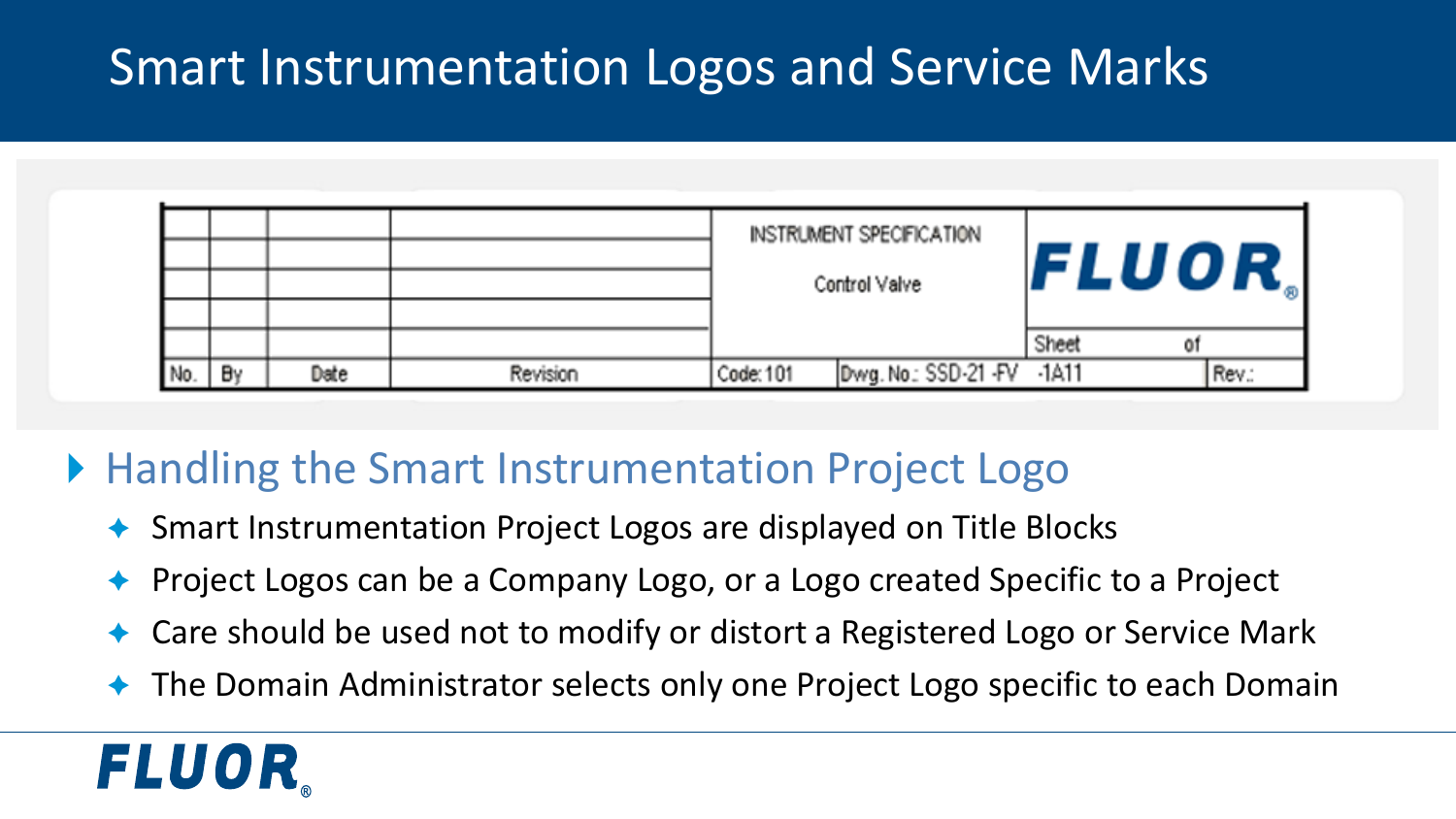# Smart Instrumentation Logos and Service Marks

| | | | | INSTRUMENT SPECIFICATION<br>Control Valve | | FLUOR® | |
|---|---|---|---|---|---|---|---|
| | | | | | | Sheet of | |
| No. | By | Date | Revision | Code: 101 | Dwg. No.: SSD-21 -FV -1A11 | | Rev.: |

## Handling the Smart Instrumentation Project Logo

- Smart Instrumentation Project Logos are displayed on Title Blocks
- Project Logos can be a Company Logo, or a Logo created Specific to a Project
- Care should be used not to modify or distort a Registered Logo or Service Mark
- The Domain Administrator selects only one Project Logo specific to each Domain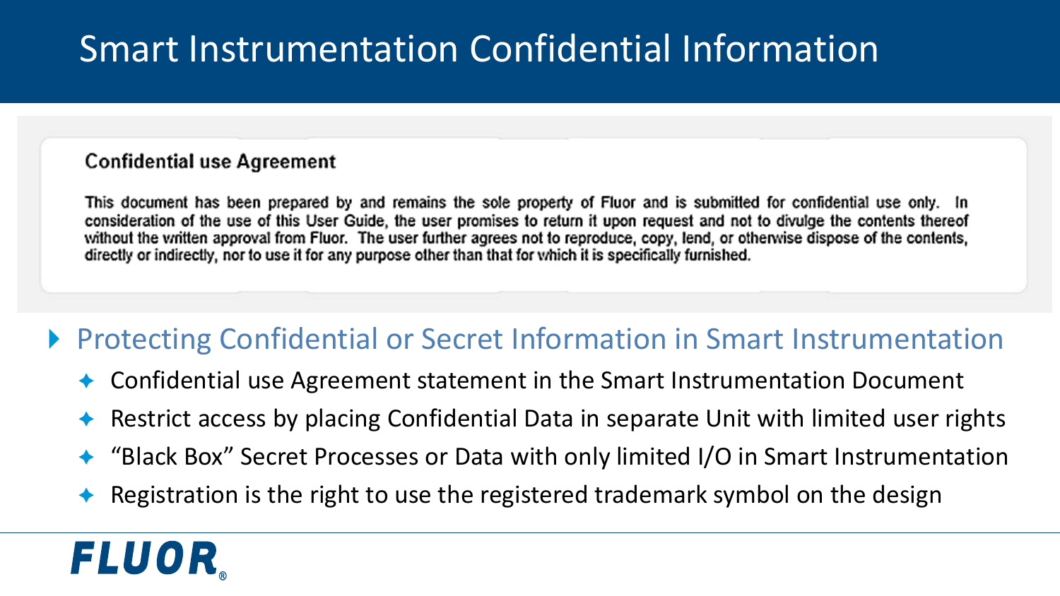# Smart Instrumentation Confidential Information

**Confidential use Agreement**

This document has been prepared by and remains the sole property of Fluor and is submitted for confidential use only. In consideration of the use of this User Guide, the user promises to return it upon request and not to divulge the contents thereof without the written approval from Fluor. The user further agrees not to reproduce, copy, lend, or otherwise dispose of the contents, directly or indirectly, nor to use it for any purpose other than that for which it is specifically furnished.

- Protecting Confidential or Secret Information in Smart Instrumentation
  - Confidential use Agreement statement in the Smart Instrumentation Document
  - Restrict access by placing Confidential Data in separate Unit with limited user rights
  - "Black Box" Secret Processes or Data with only limited I/O in Smart Instrumentation
  - Registration is the right to use the registered trademark symbol on the design

FLUOR®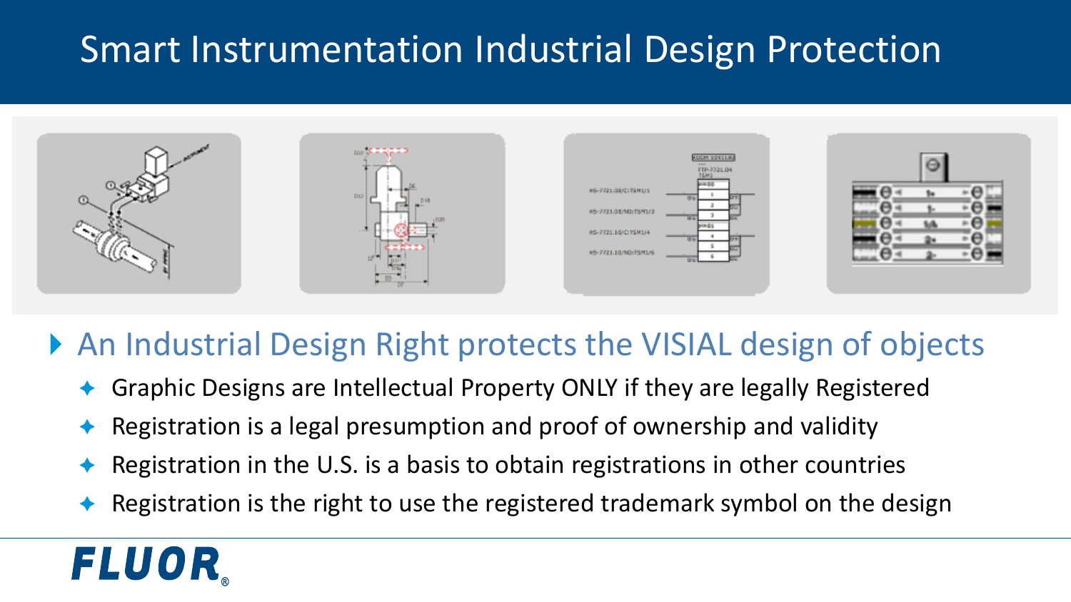# Smart Instrumentation Industrial Design Protection

- An Industrial Design Right protects the VISIAL design of objects
  - Graphic Designs are Intellectual Property ONLY if they are legally Registered
  - Registration is a legal presumption and proof of ownership and validity
  - Registration in the U.S. is a basis to obtain registrations in other countries
  - Registration is the right to use the registered trademark symbol on the design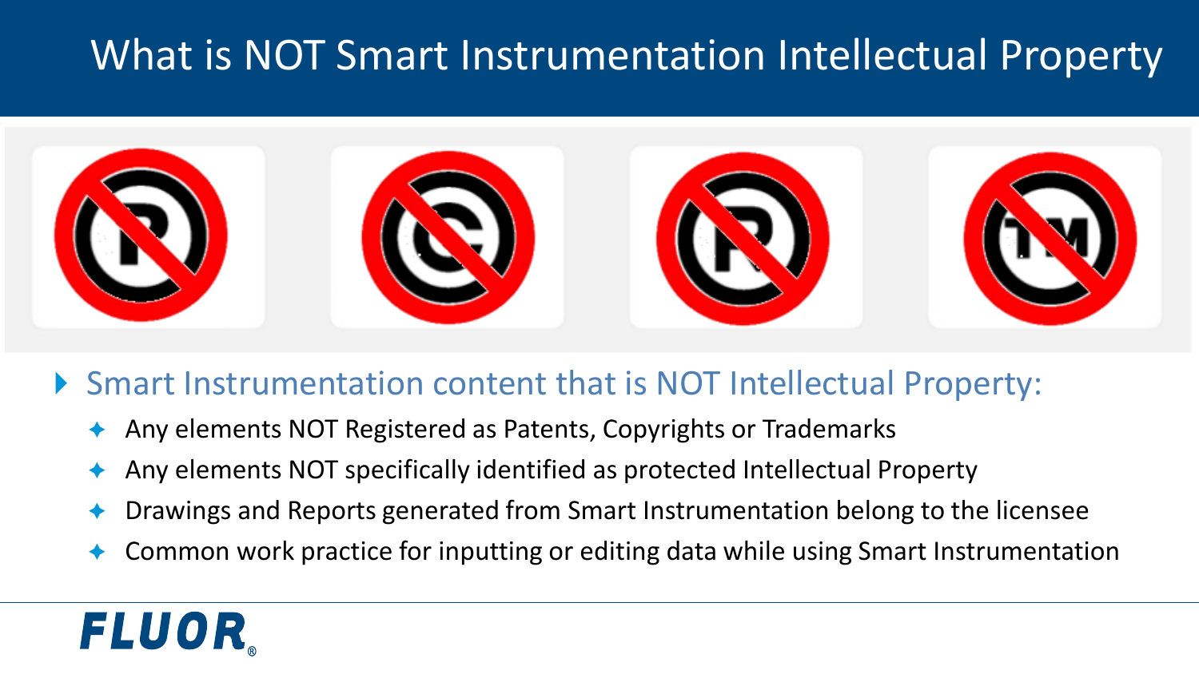# What is NOT Smart Instrumentation Intellectual Property

- Smart Instrumentation content that is NOT Intellectual Property:
  - Any elements NOT Registered as Patents, Copyrights or Trademarks
  - Any elements NOT specifically identified as protected Intellectual Property
  - Drawings and Reports generated from Smart Instrumentation belong to the licensee
  - Common work practice for inputting or editing data while using Smart Instrumentation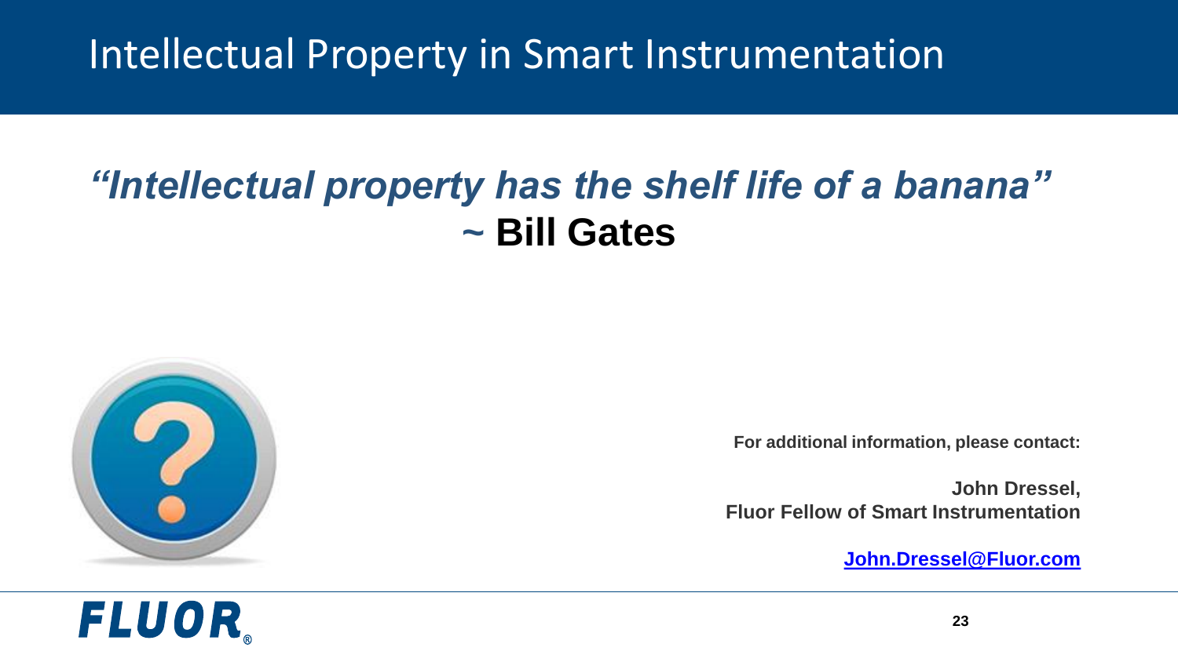# Intellectual Property in Smart Instrumentation

***"Intellectual property has the shelf life of a banana"***
**~ Bill Gates**

**For additional information, please contact:**

**John Dressel,**
**Fluor Fellow of Smart Instrumentation**

**John.Dressel@Fluor.com**

FLUOR®